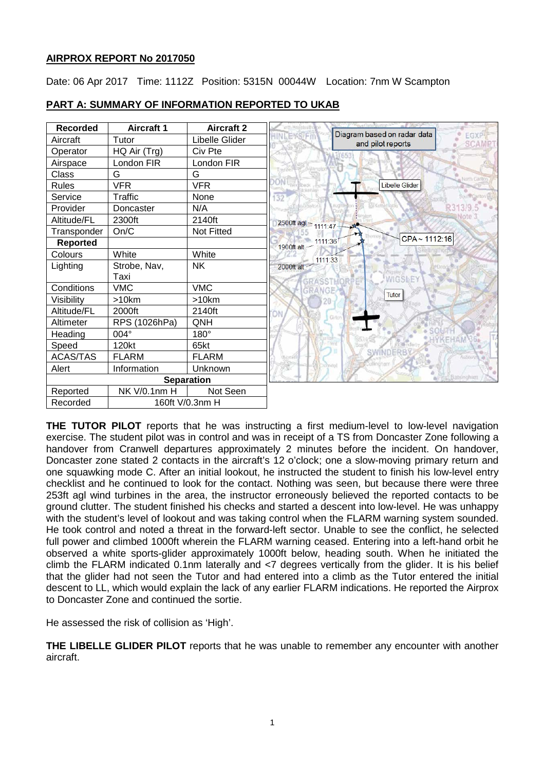**AIRPROX REPORT No 2017050**

Date: 06 Apr 2017 Time: 1112Z Position: 5315N 00044W Location: 7nm W Scampton

**PART A: SUMMARY OF INFORMATION REPORTED TO UKAB**

| Recorded | Aircraft 1 | Aircraft 2 |
|---|---|---|
| Aircraft | Tutor | Libelle Glider |
| Operator | HQ Air (Trg) | Civ Pte |
| Airspace | London FIR | London FIR |
| Class | G | G |
| Rules | VFR | VFR |
| Service | Traffic | None |
| Provider | Doncaster | N/A |
| Altitude/FL | 2300ft | 2140ft |
| Transponder | On/C | Not Fitted |
| **Reported** | | |
| Colours | White | White |
| Lighting | Strobe, Nav, Taxi | NK |
| Conditions | VMC | VMC |
| Visibility | >10km | >10km |
| Altitude/FL | 2000ft | 2140ft |
| Altimeter | RPS (1026hPa) | QNH |
| Heading | 004° | 180° |
| Speed | 120kt | 65kt |
| ACAS/TAS | FLARM | FLARM |
| Alert | Information | Unknown |
| **Separation** | | |
| Reported | NK V/0.1nm H | Not Seen |
| Recorded | 160ft V/0.3nm H | |

Diagram based on radar data and pilot reports

**THE TUTOR PILOT** reports that he was instructing a first medium-level to low-level navigation exercise. The student pilot was in control and was in receipt of a TS from Doncaster Zone following a handover from Cranwell departures approximately 2 minutes before the incident. On handover, Doncaster zone stated 2 contacts in the aircraft's 12 o'clock; one a slow-moving primary return and one squawking mode C. After an initial lookout, he instructed the student to finish his low-level entry checklist and he continued to look for the contact. Nothing was seen, but because there were three 253ft agl wind turbines in the area, the instructor erroneously believed the reported contacts to be ground clutter. The student finished his checks and started a descent into low-level. He was unhappy with the student's level of lookout and was taking control when the FLARM warning system sounded. He took control and noted a threat in the forward-left sector. Unable to see the conflict, he selected full power and climbed 1000ft wherein the FLARM warning ceased. Entering into a left-hand orbit he observed a white sports-glider approximately 1000ft below, heading south. When he initiated the climb the FLARM indicated 0.1nm laterally and <7 degrees vertically from the glider. It is his belief that the glider had not seen the Tutor and had entered into a climb as the Tutor entered the initial descent to LL, which would explain the lack of any earlier FLARM indications. He reported the Airprox to Doncaster Zone and continued the sortie.

He assessed the risk of collision as 'High'.

**THE LIBELLE GLIDER PILOT** reports that he was unable to remember any encounter with another aircraft.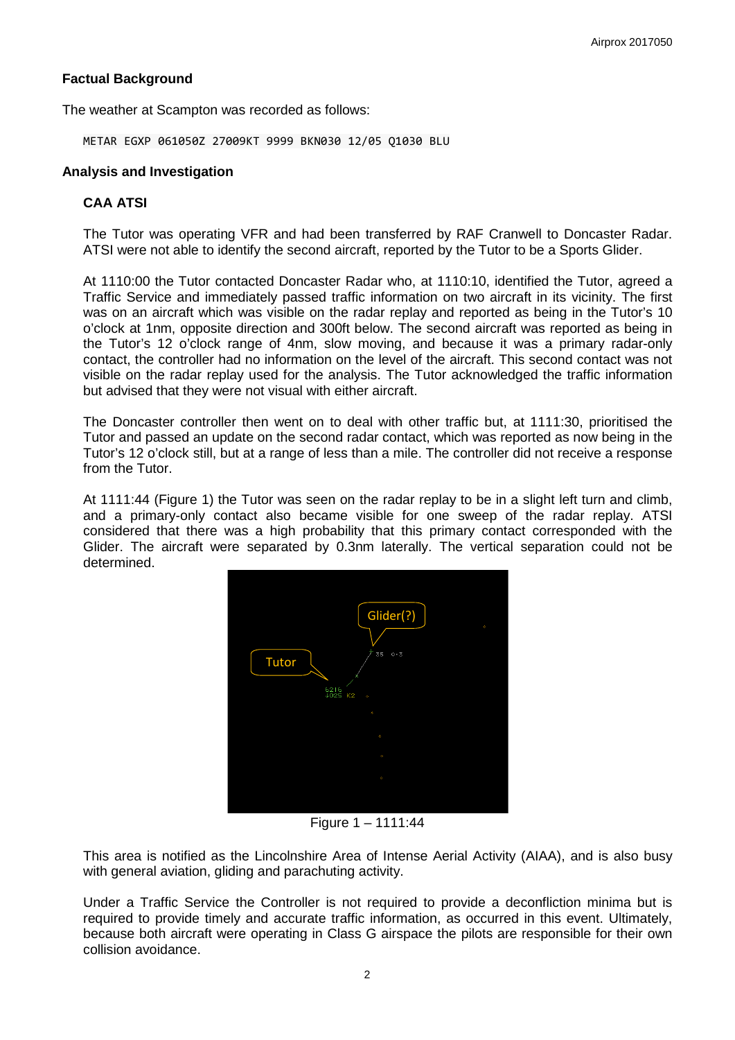## Factual Background

The weather at Scampton was recorded as follows:

```
METAR EGXP 061050Z 27009KT 9999 BKN030 12/05 Q1030 BLU
```

## Analysis and Investigation

### CAA ATSI

The Tutor was operating VFR and had been transferred by RAF Cranwell to Doncaster Radar. ATSI were not able to identify the second aircraft, reported by the Tutor to be a Sports Glider.

At 1110:00 the Tutor contacted Doncaster Radar who, at 1110:10, identified the Tutor, agreed a Traffic Service and immediately passed traffic information on two aircraft in its vicinity. The first was on an aircraft which was visible on the radar replay and reported as being in the Tutor's 10 o'clock at 1nm, opposite direction and 300ft below. The second aircraft was reported as being in the Tutor's 12 o'clock range of 4nm, slow moving, and because it was a primary radar-only contact, the controller had no information on the level of the aircraft. This second contact was not visible on the radar replay used for the analysis. The Tutor acknowledged the traffic information but advised that they were not visual with either aircraft.

The Doncaster controller then went on to deal with other traffic but, at 1111:30, prioritised the Tutor and passed an update on the second radar contact, which was reported as now being in the Tutor's 12 o'clock still, but at a range of less than a mile. The controller did not receive a response from the Tutor.

At 1111:44 (Figure 1) the Tutor was seen on the radar replay to be in a slight left turn and climb, and a primary-only contact also became visible for one sweep of the radar replay. ATSI considered that there was a high probability that this primary contact corresponded with the Glider. The aircraft were separated by 0.3nm laterally. The vertical separation could not be determined.

Figure 1 – 1111:44

This area is notified as the Lincolnshire Area of Intense Aerial Activity (AIAA), and is also busy with general aviation, gliding and parachuting activity.

Under a Traffic Service the Controller is not required to provide a deconfliction minima but is required to provide timely and accurate traffic information, as occurred in this event. Ultimately, because both aircraft were operating in Class G airspace the pilots are responsible for their own collision avoidance.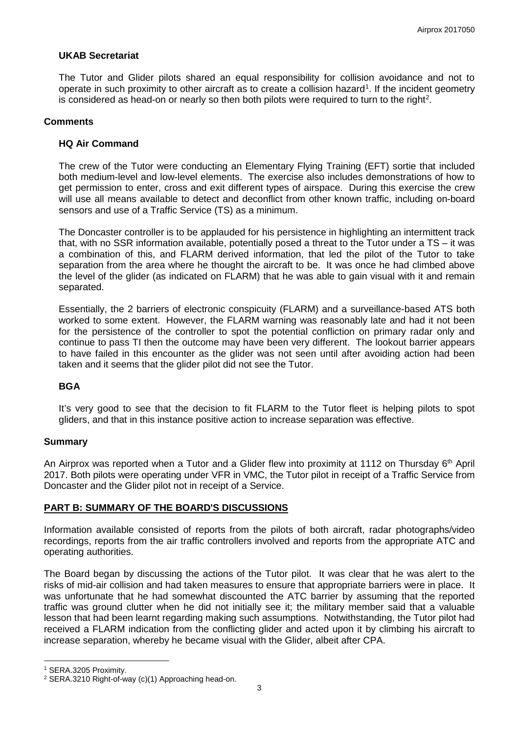### UKAB Secretariat

The Tutor and Glider pilots shared an equal responsibility for collision avoidance and not to operate in such proximity to other aircraft as to create a collision hazard[1]. If the incident geometry is considered as head-on or nearly so then both pilots were required to turn to the right[2].

## Comments

### HQ Air Command

The crew of the Tutor were conducting an Elementary Flying Training (EFT) sortie that included both medium-level and low-level elements. The exercise also includes demonstrations of how to get permission to enter, cross and exit different types of airspace. During this exercise the crew will use all means available to detect and deconflict from other known traffic, including on-board sensors and use of a Traffic Service (TS) as a minimum.

The Doncaster controller is to be applauded for his persistence in highlighting an intermittent track that, with no SSR information available, potentially posed a threat to the Tutor under a TS – it was a combination of this, and FLARM derived information, that led the pilot of the Tutor to take separation from the area where he thought the aircraft to be. It was once he had climbed above the level of the glider (as indicated on FLARM) that he was able to gain visual with it and remain separated.

Essentially, the 2 barriers of electronic conspicuity (FLARM) and a surveillance-based ATS both worked to some extent. However, the FLARM warning was reasonably late and had it not been for the persistence of the controller to spot the potential confliction on primary radar only and continue to pass TI then the outcome may have been very different. The lookout barrier appears to have failed in this encounter as the glider was not seen until after avoiding action had been taken and it seems that the glider pilot did not see the Tutor.

### BGA

It's very good to see that the decision to fit FLARM to the Tutor fleet is helping pilots to spot gliders, and that in this instance positive action to increase separation was effective.

## Summary

An Airprox was reported when a Tutor and a Glider flew into proximity at 1112 on Thursday 6th April 2017. Both pilots were operating under VFR in VMC, the Tutor pilot in receipt of a Traffic Service from Doncaster and the Glider pilot not in receipt of a Service.

## PART B: SUMMARY OF THE BOARD'S DISCUSSIONS

Information available consisted of reports from the pilots of both aircraft, radar photographs/video recordings, reports from the air traffic controllers involved and reports from the appropriate ATC and operating authorities.

The Board began by discussing the actions of the Tutor pilot. It was clear that he was alert to the risks of mid-air collision and had taken measures to ensure that appropriate barriers were in place. It was unfortunate that he had somewhat discounted the ATC barrier by assuming that the reported traffic was ground clutter when he did not initially see it; the military member said that a valuable lesson that had been learnt regarding making such assumptions. Notwithstanding, the Tutor pilot had received a FLARM indication from the conflicting glider and acted upon it by climbing his aircraft to increase separation, whereby he became visual with the Glider, albeit after CPA.

---

[1] SERA.3205 Proximity.

[2] SERA.3210 Right-of-way (c)(1) Approaching head-on.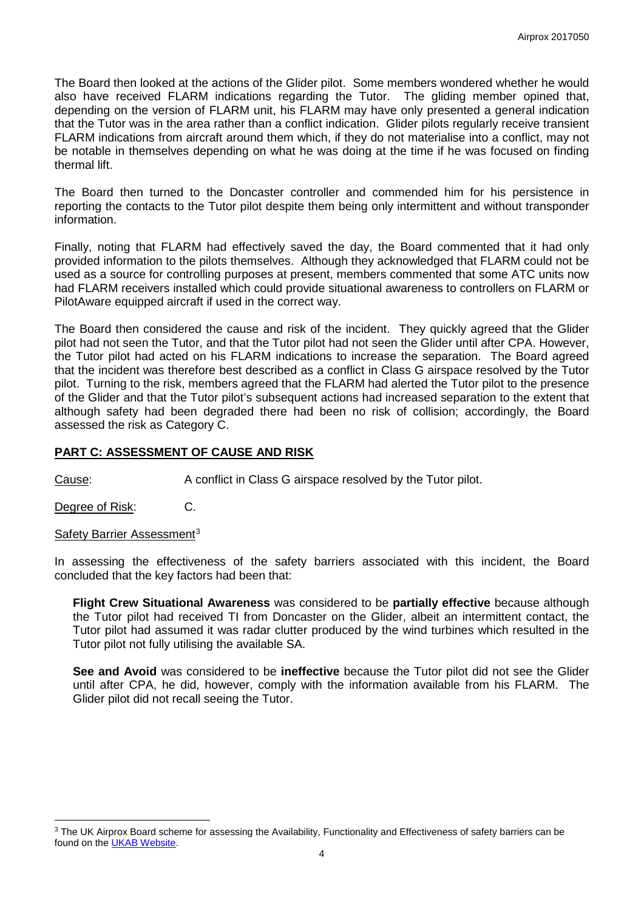The Board then looked at the actions of the Glider pilot. Some members wondered whether he would also have received FLARM indications regarding the Tutor. The gliding member opined that, depending on the version of FLARM unit, his FLARM may have only presented a general indication that the Tutor was in the area rather than a conflict indication. Glider pilots regularly receive transient FLARM indications from aircraft around them which, if they do not materialise into a conflict, may not be notable in themselves depending on what he was doing at the time if he was focused on finding thermal lift.

The Board then turned to the Doncaster controller and commended him for his persistence in reporting the contacts to the Tutor pilot despite them being only intermittent and without transponder information.

Finally, noting that FLARM had effectively saved the day, the Board commented that it had only provided information to the pilots themselves. Although they acknowledged that FLARM could not be used as a source for controlling purposes at present, members commented that some ATC units now had FLARM receivers installed which could provide situational awareness to controllers on FLARM or PilotAware equipped aircraft if used in the correct way.

The Board then considered the cause and risk of the incident. They quickly agreed that the Glider pilot had not seen the Tutor, and that the Tutor pilot had not seen the Glider until after CPA. However, the Tutor pilot had acted on his FLARM indications to increase the separation. The Board agreed that the incident was therefore best described as a conflict in Class G airspace resolved by the Tutor pilot. Turning to the risk, members agreed that the FLARM had alerted the Tutor pilot to the presence of the Glider and that the Tutor pilot's subsequent actions had increased separation to the extent that although safety had been degraded there had been no risk of collision; accordingly, the Board assessed the risk as Category C.

## PART C: ASSESSMENT OF CAUSE AND RISK

Cause: A conflict in Class G airspace resolved by the Tutor pilot.

Degree of Risk: C.

Safety Barrier Assessment[3]

In assessing the effectiveness of the safety barriers associated with this incident, the Board concluded that the key factors had been that:

**Flight Crew Situational Awareness** was considered to be **partially effective** because although the Tutor pilot had received TI from Doncaster on the Glider, albeit an intermittent contact, the Tutor pilot had assumed it was radar clutter produced by the wind turbines which resulted in the Tutor pilot not fully utilising the available SA.

**See and Avoid** was considered to be **ineffective** because the Tutor pilot did not see the Glider until after CPA, he did, however, comply with the information available from his FLARM. The Glider pilot did not recall seeing the Tutor.

[3] The UK Airprox Board scheme for assessing the Availability, Functionality and Effectiveness of safety barriers can be found on the UKAB Website.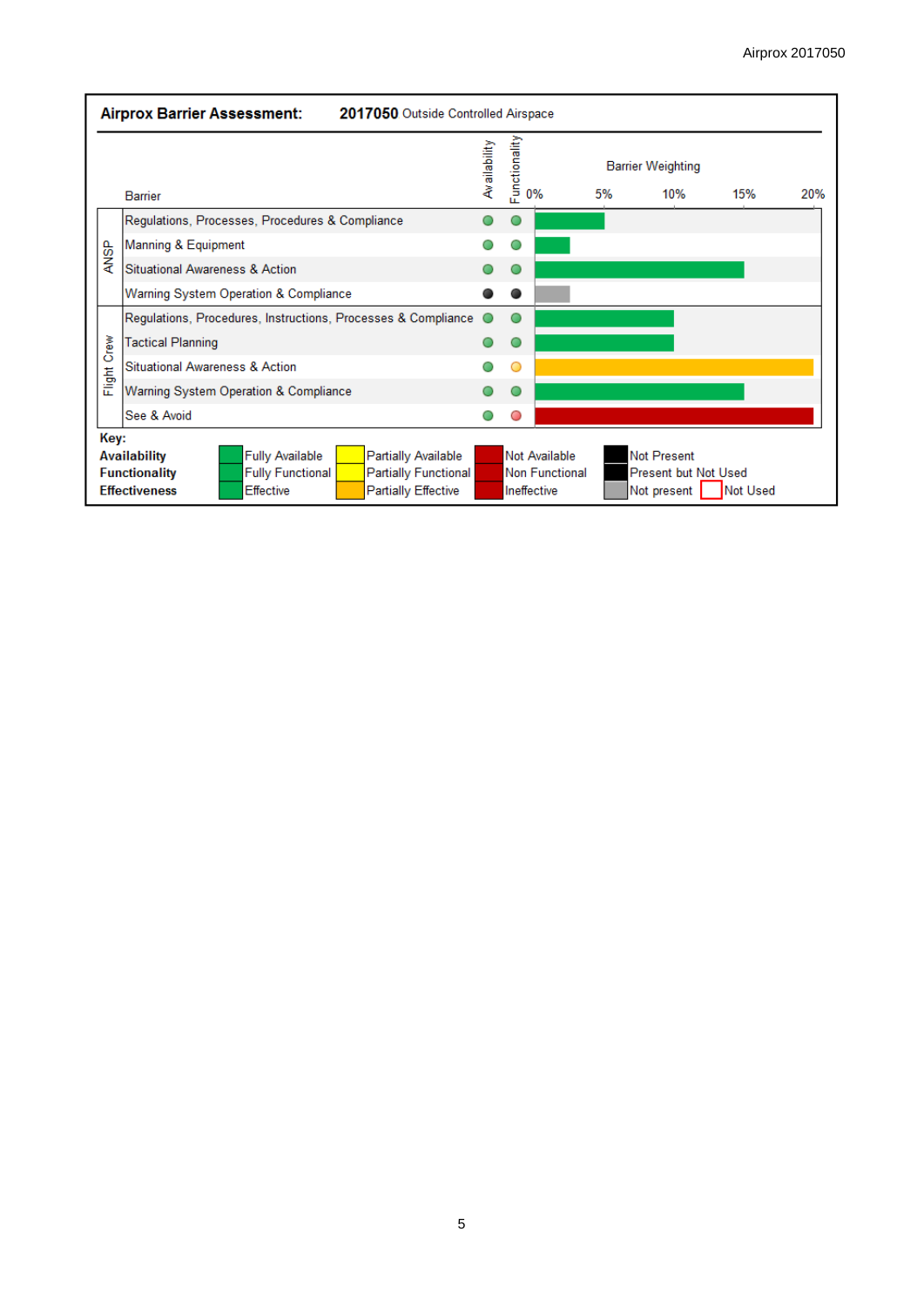**Airprox Barrier Assessment:** **2017050** Outside Controlled Airspace

Barrier | Availability | Functionality | Barrier Weighting

0% 5% 10% 15% 20%

ANSP

Regulations, Processes, Procedures & Compliance

Manning & Equipment

Situational Awareness & Action

Warning System Operation & Compliance

Flight Crew

Regulations, Procedures, Instructions, Processes & Compliance

Tactical Planning

Situational Awareness & Action

Warning System Operation & Compliance

See & Avoid

**Key:**

**Availability** — Fully Available, Partially Available, Not Available, Not Present

**Functionality** — Fully Functional, Partially Functional, Non Functional, Present but Not Used

**Effectiveness** — Effective, Partially Effective, Ineffective, Not present, Not Used